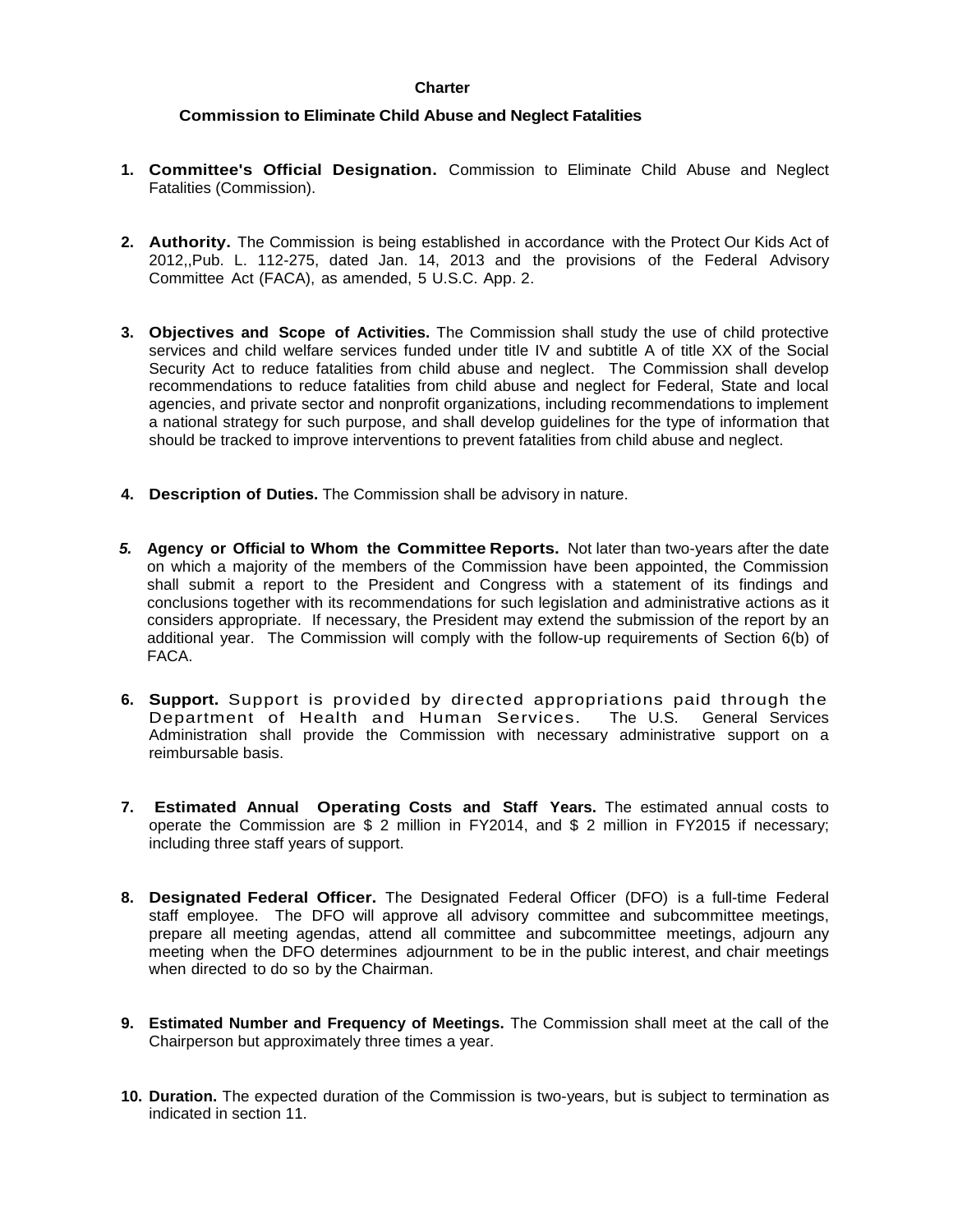**Charter**

**Commission to Eliminate Child Abuse and Neglect Fatalities**

1. **Committee's Official Designation.** Commission to Eliminate Child Abuse and Neglect Fatalities (Commission).

2. **Authority.** The Commission is being established in accordance with the Protect Our Kids Act of 2012,,Pub. L. 112-275, dated Jan. 14, 2013 and the provisions of the Federal Advisory Committee Act (FACA), as amended, 5 U.S.C. App. 2.

3. **Objectives and Scope of Activities.** The Commission shall study the use of child protective services and child welfare services funded under title IV and subtitle A of title XX of the Social Security Act to reduce fatalities from child abuse and neglect. The Commission shall develop recommendations to reduce fatalities from child abuse and neglect for Federal, State and local agencies, and private sector and nonprofit organizations, including recommendations to implement a national strategy for such purpose, and shall develop guidelines for the type of information that should be tracked to improve interventions to prevent fatalities from child abuse and neglect.

4. **Description of Duties.** The Commission shall be advisory in nature.

5. **Agency or Official to Whom the Committee Reports.** Not later than two-years after the date on which a majority of the members of the Commission have been appointed, the Commission shall submit a report to the President and Congress with a statement of its findings and conclusions together with its recommendations for such legislation and administrative actions as it considers appropriate. If necessary, the President may extend the submission of the report by an additional year. The Commission will comply with the follow-up requirements of Section 6(b) of FACA.

6. **Support.** Support is provided by directed appropriations paid through the Department of Health and Human Services. The U.S. General Services Administration shall provide the Commission with necessary administrative support on a reimbursable basis.

7. **Estimated Annual Operating Costs and Staff Years.** The estimated annual costs to operate the Commission are $ 2 million in FY2014, and $ 2 million in FY2015 if necessary; including three staff years of support.

8. **Designated Federal Officer.** The Designated Federal Officer (DFO) is a full-time Federal staff employee. The DFO will approve all advisory committee and subcommittee meetings, prepare all meeting agendas, attend all committee and subcommittee meetings, adjourn any meeting when the DFO determines adjournment to be in the public interest, and chair meetings when directed to do so by the Chairman.

9. **Estimated Number and Frequency of Meetings.** The Commission shall meet at the call of the Chairperson but approximately three times a year.

10. **Duration.** The expected duration of the Commission is two-years, but is subject to termination as indicated in section 11.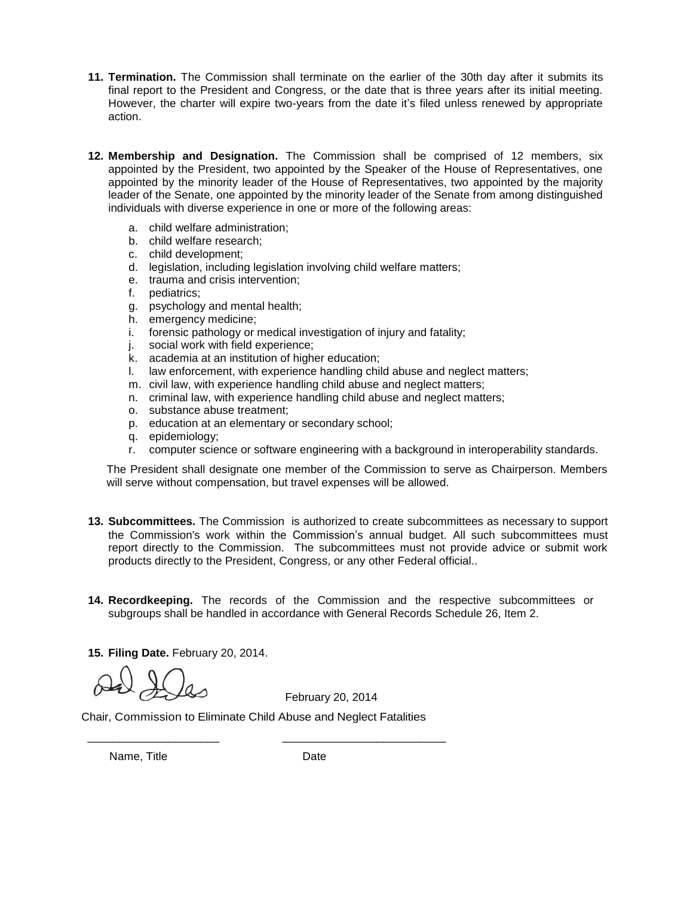11. **Termination.** The Commission shall terminate on the earlier of the 30th day after it submits its final report to the President and Congress, or the date that is three years after its initial meeting. However, the charter will expire two-years from the date it's filed unless renewed by appropriate action.

12. **Membership and Designation.** The Commission shall be comprised of 12 members, six appointed by the President, two appointed by the Speaker of the House of Representatives, one appointed by the minority leader of the House of Representatives, two appointed by the majority leader of the Senate, one appointed by the minority leader of the Senate from among distinguished individuals with diverse experience in one or more of the following areas:

    a. child welfare administration;
    b. child welfare research;
    c. child development;
    d. legislation, including legislation involving child welfare matters;
    e. trauma and crisis intervention;
    f. pediatrics;
    g. psychology and mental health;
    h. emergency medicine;
    i. forensic pathology or medical investigation of injury and fatality;
    j. social work with field experience;
    k. academia at an institution of higher education;
    l. law enforcement, with experience handling child abuse and neglect matters;
    m. civil law, with experience handling child abuse and neglect matters;
    n. criminal law, with experience handling child abuse and neglect matters;
    o. substance abuse treatment;
    p. education at an elementary or secondary school;
    q. epidemiology;
    r. computer science or software engineering with a background in interoperability standards.

    The President shall designate one member of the Commission to serve as Chairperson. Members will serve without compensation, but travel expenses will be allowed.

13. **Subcommittees.** The Commission is authorized to create subcommittees as necessary to support the Commission's work within the Commission's annual budget. All such subcommittees must report directly to the Commission. The subcommittees must not provide advice or submit work products directly to the President, Congress, or any other Federal official..

14. **Recordkeeping.** The records of the Commission and the respective subcommittees or subgroups shall be handled in accordance with General Records Schedule 26, Item 2.

15. **Filing Date.** February 20, 2014.

February 20, 2014

Chair, Commission to Eliminate Child Abuse and Neglect Fatalities

Name, Title Date